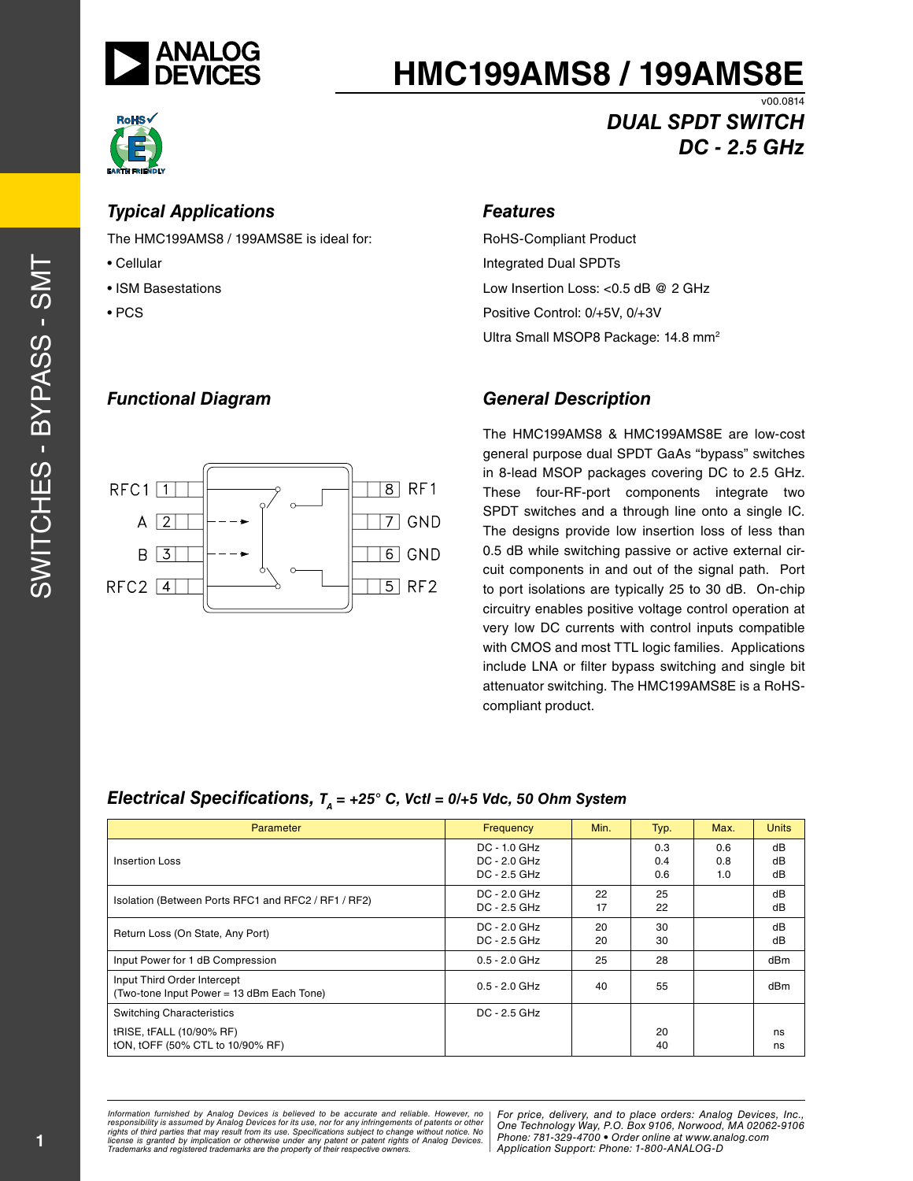# HMC199AMS8 / 199AMS8E

v00.0814

## DUAL SPDT SWITCH DC - 2.5 GHz

### Typical Applications

The HMC199AMS8 / 199AMS8E is ideal for:

- Cellular
- ISM Basestations
- PCS

### Features

RoHS-Compliant Product

Integrated Dual SPDTs

Low Insertion Loss: <0.5 dB @ 2 GHz

Positive Control: 0/+5V, 0/+3V

Ultra Small MSOP8 Package: 14.8 mm²

### Functional Diagram

RFC1 1 | 8 RF1
A 2 | 7 GND
B 3 | 6 GND
RFC2 4 | 5 RF2

### General Description

The HMC199AMS8 & HMC199AMS8E are low-cost general purpose dual SPDT GaAs "bypass" switches in 8-lead MSOP packages covering DC to 2.5 GHz. These four-RF-port components integrate two SPDT switches and a through line onto a single IC. The designs provide low insertion loss of less than 0.5 dB while switching passive or active external circuit components in and out of the signal path. Port to port isolations are typically 25 to 30 dB. On-chip circuitry enables positive voltage control operation at very low DC currents with control inputs compatible with CMOS and most TTL logic families. Applications include LNA or filter bypass switching and single bit attenuator switching. The HMC199AMS8E is a RoHS-compliant product.

### Electrical Specifications, $T_A$ = +25° C, Vctl = 0/+5 Vdc, 50 Ohm System

| Parameter | Frequency | Min. | Typ. | Max. | Units |
|---|---|---|---|---|---|
| Insertion Loss | DC - 1.0 GHz<br>DC - 2.0 GHz<br>DC - 2.5 GHz | | 0.3<br>0.4<br>0.6 | 0.6<br>0.8<br>1.0 | dB<br>dB<br>dB |
| Isolation (Between Ports RFC1 and RFC2 / RF1 / RF2) | DC - 2.0 GHz<br>DC - 2.5 GHz | 22<br>17 | 25<br>22 | | dB<br>dB |
| Return Loss (On State, Any Port) | DC - 2.0 GHz<br>DC - 2.5 GHz | 20<br>20 | 30<br>30 | | dB<br>dB |
| Input Power for 1 dB Compression | 0.5 - 2.0 GHz | 25 | 28 | | dBm |
| Input Third Order Intercept<br>(Two-tone Input Power = 13 dBm Each Tone) | 0.5 - 2.0 GHz | 40 | 55 | | dBm |
| Switching Characteristics<br>tRISE, tFALL (10/90% RF)<br>tON, tOFF (50% CTL to 10/90% RF) | DC - 2.5 GHz | | <br>20<br>40 | | <br>ns<br>ns |

Information furnished by Analog Devices is believed to be accurate and reliable. However, no responsibility is assumed by Analog Devices for its use, nor for any infringements of patents or other rights of third parties that may result from its use. Specifications subject to change without notice. No license is granted by implication or otherwise under any patent or patent rights of Analog Devices. Trademarks and registered trademarks are the property of their respective owners.

For price, delivery, and to place orders: Analog Devices, Inc., One Technology Way, P.O. Box 9106, Norwood, MA 02062-9106
Phone: 781-329-4700 • Order online at www.analog.com
Application Support: Phone: 1-800-ANALOG-D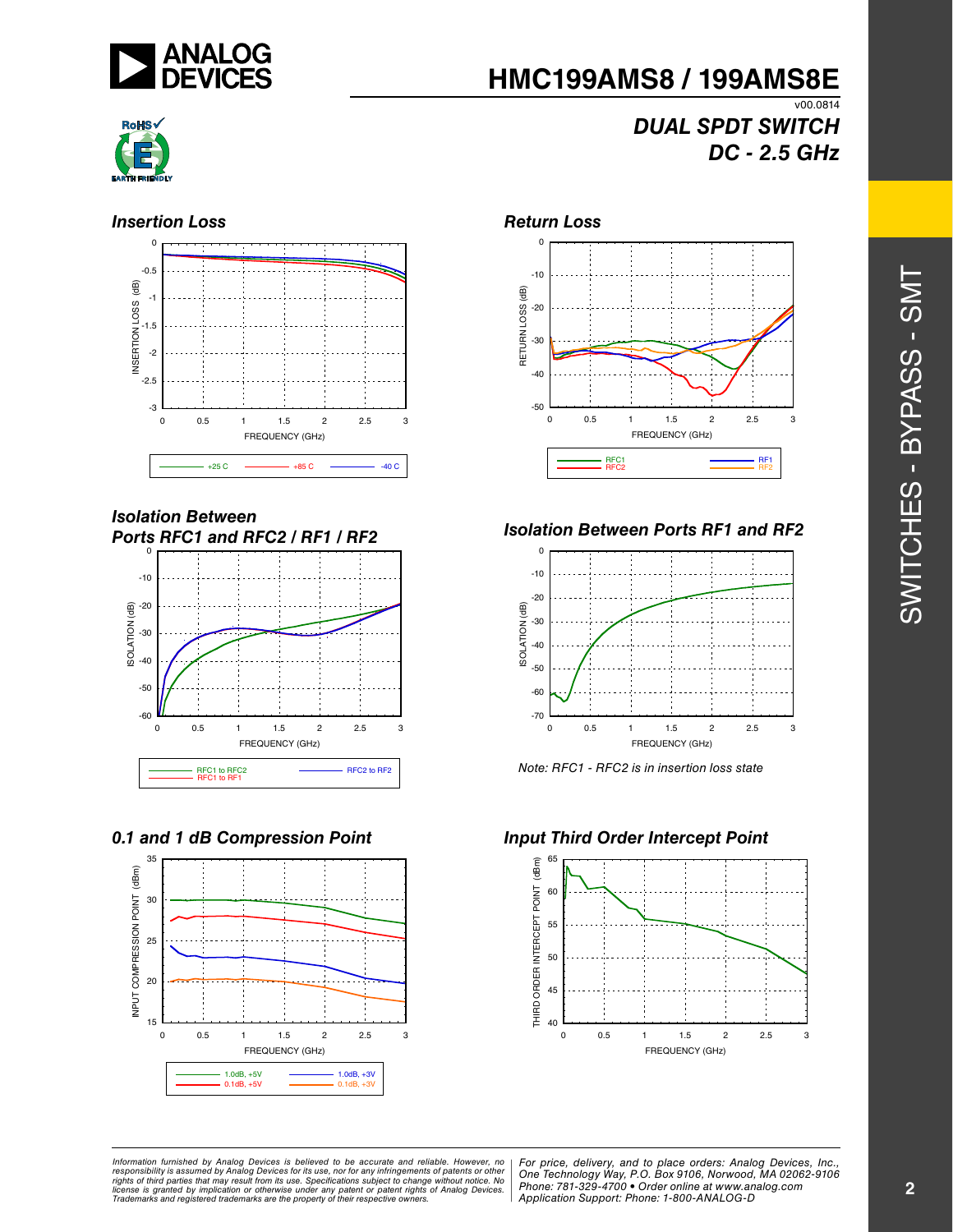# HMC199AMS8 / 199AMS8E

v00.0814

## DUAL SPDT SWITCH DC - 2.5 GHz

### Insertion Loss

### Return Loss

### Isolation Between Ports RFC1 and RFC2 / RF1 / RF2

### Isolation Between Ports RF1 and RF2

*Note: RFC1 - RFC2 is in insertion loss state*

### 0.1 and 1 dB Compression Point

### Input Third Order Intercept Point

*Information furnished by Analog Devices is believed to be accurate and reliable. However, no responsibility is assumed by Analog Devices for its use, nor for any infringements of patents or other rights of third parties that may result from its use. Specifications subject to change without notice. No license is granted by implication or otherwise under any patent or patent rights of Analog Devices. Trademarks and registered trademarks are the property of their respective owners.*

*For price, delivery, and to place orders: Analog Devices, Inc., One Technology Way, P.O. Box 9106, Norwood, MA 02062-9106 Phone: 781-329-4700 • Order online at www.analog.com Application Support: Phone: 1-800-ANALOG-D*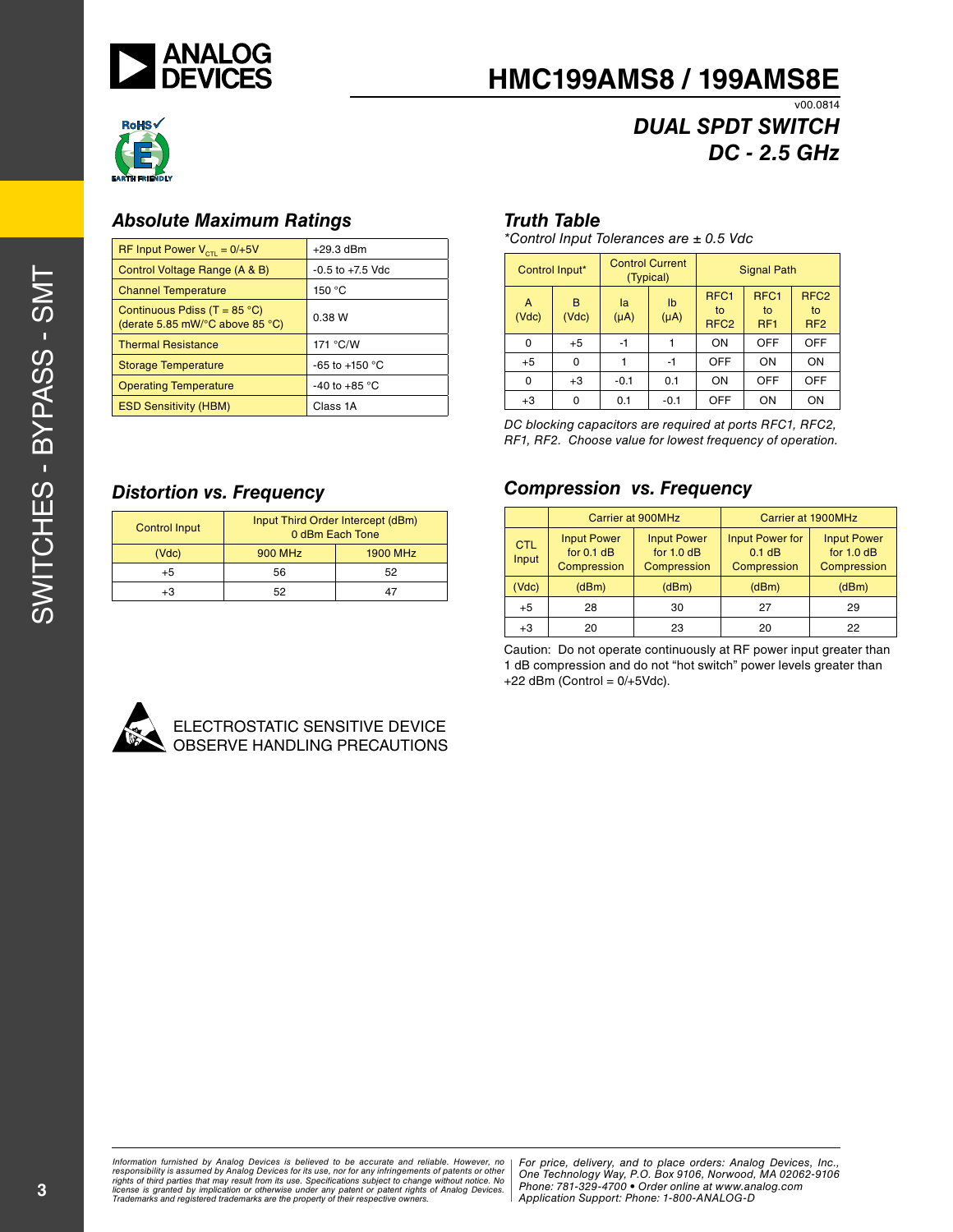# HMC199AMS8 / 199AMS8E

v00.0814

## *DUAL SPDT SWITCH DC - 2.5 GHz*

### *Absolute Maximum Ratings*

| | |
|---|---|
| RF Input Power $V_{CTL}$ = 0/+5V | +29.3 dBm |
| Control Voltage Range (A & B) | -0.5 to +7.5 Vdc |
| Channel Temperature | 150 °C |
| Continuous Pdiss (T = 85 °C) (derate 5.85 mW/°C above 85 °C) | 0.38 W |
| Thermal Resistance | 171 °C/W |
| Storage Temperature | -65 to +150 °C |
| Operating Temperature | -40 to +85 °C |
| ESD Sensitivity (HBM) | Class 1A |

### *Truth Table*

*\*Control Input Tolerances are ± 0.5 Vdc*

| Control Input* | | Control Current (Typical) | | Signal Path | | |
|---|---|---|---|---|---|---|
| A (Vdc) | B (Vdc) | Ia (µA) | Ib (µA) | RFC1 to RFC2 | RFC1 to RF1 | RFC2 to RF2 |
| 0 | +5 | -1 | 1 | ON | OFF | OFF |
| +5 | 0 | 1 | -1 | OFF | ON | ON |
| 0 | +3 | -0.1 | 0.1 | ON | OFF | OFF |
| +3 | 0 | 0.1 | -0.1 | OFF | ON | ON |

*DC blocking capacitors are required at ports RFC1, RFC2, RF1, RF2. Choose value for lowest frequency of operation.*

### *Distortion vs. Frequency*

| Control Input | Input Third Order Intercept (dBm) 0 dBm Each Tone | |
|---|---|---|
| (Vdc) | 900 MHz | 1900 MHz |
| +5 | 56 | 52 |
| +3 | 52 | 47 |

### *Compression vs. Frequency*

| | Carrier at 900MHz | | Carrier at 1900MHz | |
|---|---|---|---|---|
| CTL Input | Input Power for 0.1 dB Compression | Input Power for 1.0 dB Compression | Input Power for 0.1 dB Compression | Input Power for 1.0 dB Compression |
| (Vdc) | (dBm) | (dBm) | (dBm) | (dBm) |
| +5 | 28 | 30 | 27 | 29 |
| +3 | 20 | 23 | 20 | 22 |

Caution: Do not operate continuously at RF power input greater than 1 dB compression and do not "hot switch" power levels greater than +22 dBm (Control = 0/+5Vdc).

ELECTROSTATIC SENSITIVE DEVICE
OBSERVE HANDLING PRECAUTIONS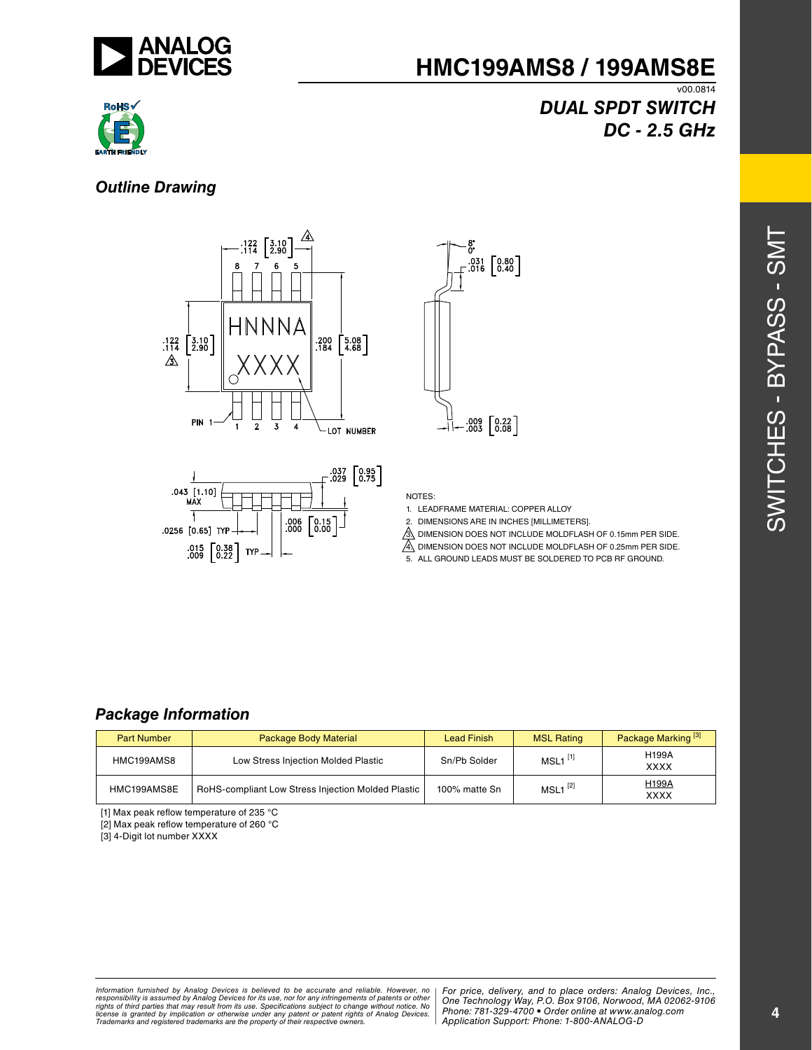## Outline Drawing

NOTES:

1. LEADFRAME MATERIAL: COPPER ALLOY
2. DIMENSIONS ARE IN INCHES [MILLIMETERS].
3. DIMENSION DOES NOT INCLUDE MOLDFLASH OF 0.15mm PER SIDE.
4. DIMENSION DOES NOT INCLUDE MOLDFLASH OF 0.25mm PER SIDE.
5. ALL GROUND LEADS MUST BE SOLDERED TO PCB RF GROUND.

## Package Information

| Part Number | Package Body Material | Lead Finish | MSL Rating | Package Marking [3] |
|---|---|---|---|---|
| HMC199AMS8 | Low Stress Injection Molded Plastic | Sn/Pb Solder | MSL1 [1] | H199A XXXX |
| HMC199AMS8E | RoHS-compliant Low Stress Injection Molded Plastic | 100% matte Sn | MSL1 [2] | H199A XXXX |

[1] Max peak reflow temperature of 235 °C

[2] Max peak reflow temperature of 260 °C

[3] 4-Digit lot number XXXX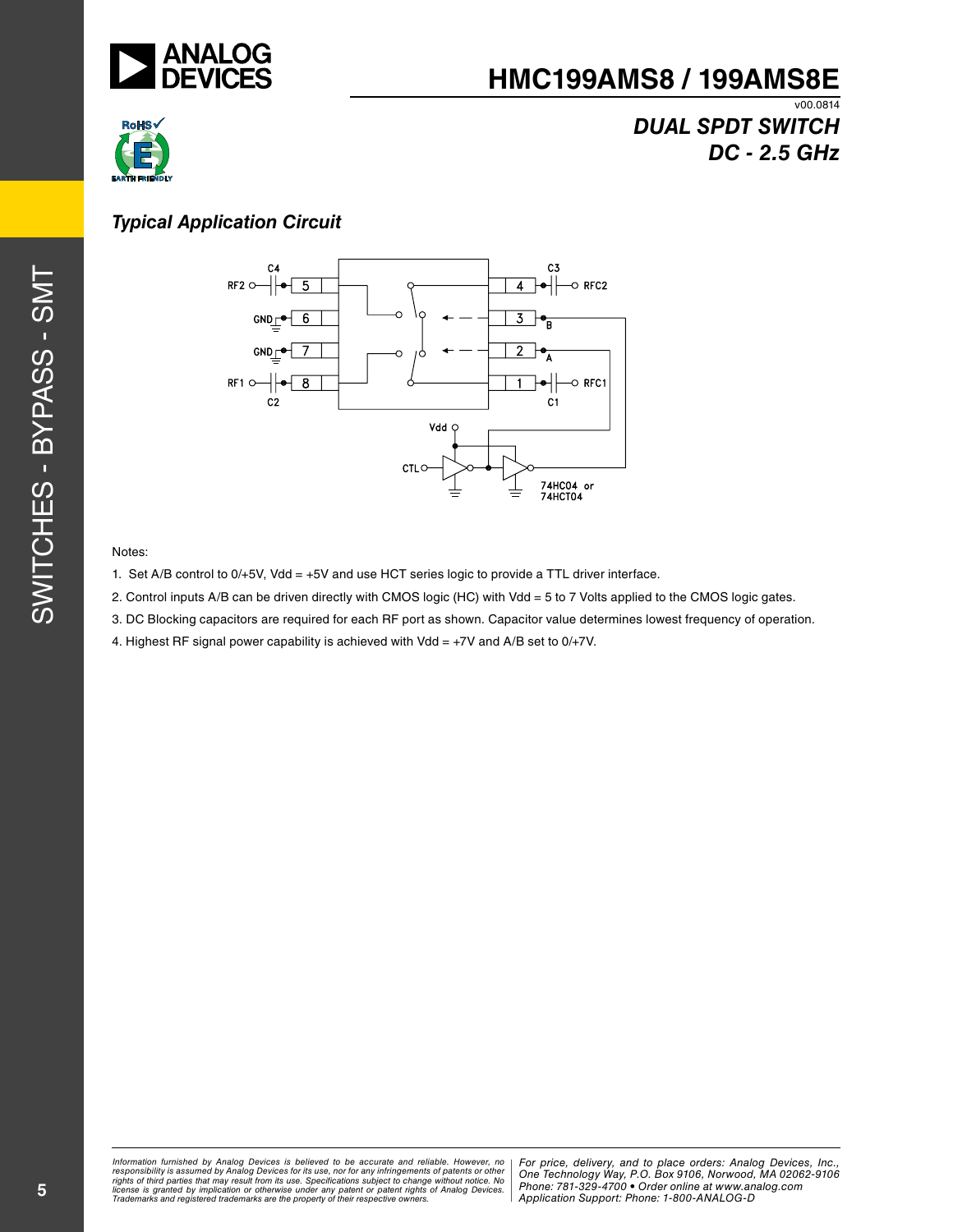# HMC199AMS8 / 199AMS8E

v00.0814

## *DUAL SPDT SWITCH DC - 2.5 GHz*

### *Typical Application Circuit*

Notes:

1. Set A/B control to 0/+5V, Vdd = +5V and use HCT series logic to provide a TTL driver interface.
2. Control inputs A/B can be driven directly with CMOS logic (HC) with Vdd = 5 to 7 Volts applied to the CMOS logic gates.
3. DC Blocking capacitors are required for each RF port as shown. Capacitor value determines lowest frequency of operation.
4. Highest RF signal power capability is achieved with Vdd = +7V and A/B set to 0/+7V.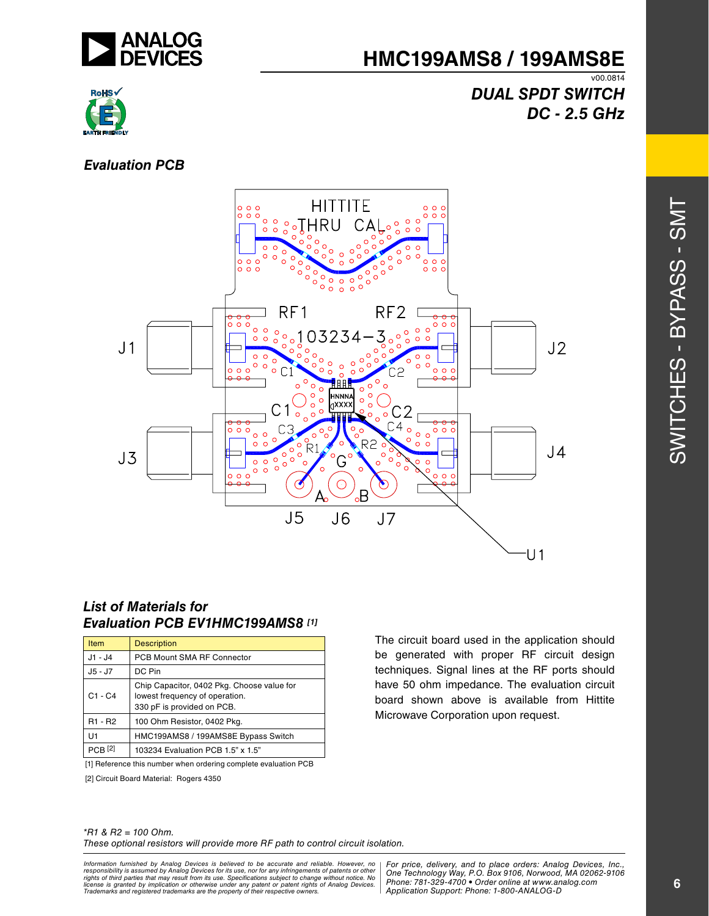## Evaluation PCB

HITTITE
THRU CAL
RF1
RF2
103234-3
J1
J2
J3
J4
C1
C2
C3
C4
R1
R2
G
A
B
J5
J6
J7
U1

## List of Materials for Evaluation PCB EV1HMC199AMS8 [1]

| Item | Description |
|---|---|
| J1 - J4 | PCB Mount SMA RF Connector |
| J5 - J7 | DC Pin |
| C1 - C4 | Chip Capacitor, 0402 Pkg. Choose value for lowest frequency of operation. 330 pF is provided on PCB. |
| R1 - R2 | 100 Ohm Resistor, 0402 Pkg. |
| U1 | HMC199AMS8 / 199AMS8E Bypass Switch |
| PCB [2] | 103234 Evaluation PCB 1.5" x 1.5" |

[1] Reference this number when ordering complete evaluation PCB

[2] Circuit Board Material: Rogers 4350

The circuit board used in the application should be generated with proper RF circuit design techniques. Signal lines at the RF ports should have 50 ohm impedance. The evaluation circuit board shown above is available from Hittite Microwave Corporation upon request.

*\*R1 & R2 = 100 Ohm.*
*These optional resistors will provide more RF path to control circuit isolation.*